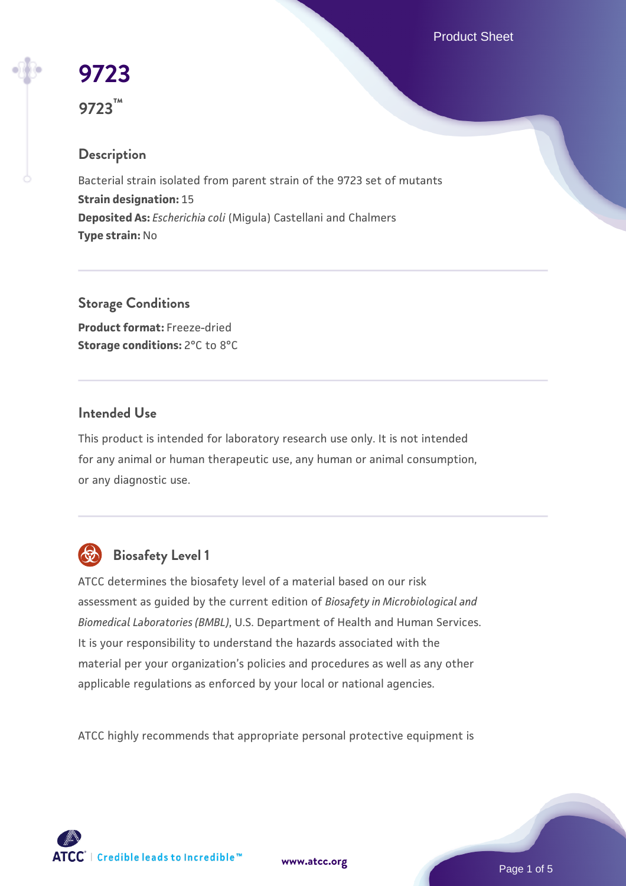# 9723

**9723™**

## Description

Bacterial strain isolated from parent strain of the 9723 set of mutants

**Strain designation:** 15

**Deposited As:** *Escherichia coli* (Migula) Castellani and Chalmers

**Type strain:** No

## Storage Conditions

**Product format:** Freeze-dried

**Storage conditions:** 2°C to 8°C

## Intended Use

This product is intended for laboratory research use only. It is not intended for any animal or human therapeutic use, any human or animal consumption, or any diagnostic use.

## Biosafety Level 1

ATCC determines the biosafety level of a material based on our risk assessment as guided by the current edition of *Biosafety in Microbiological and Biomedical Laboratories (BMBL)*, U.S. Department of Health and Human Services. It is your responsibility to understand the hazards associated with the material per your organization's policies and procedures as well as any other applicable regulations as enforced by your local or national agencies.

ATCC highly recommends that appropriate personal protective equipment is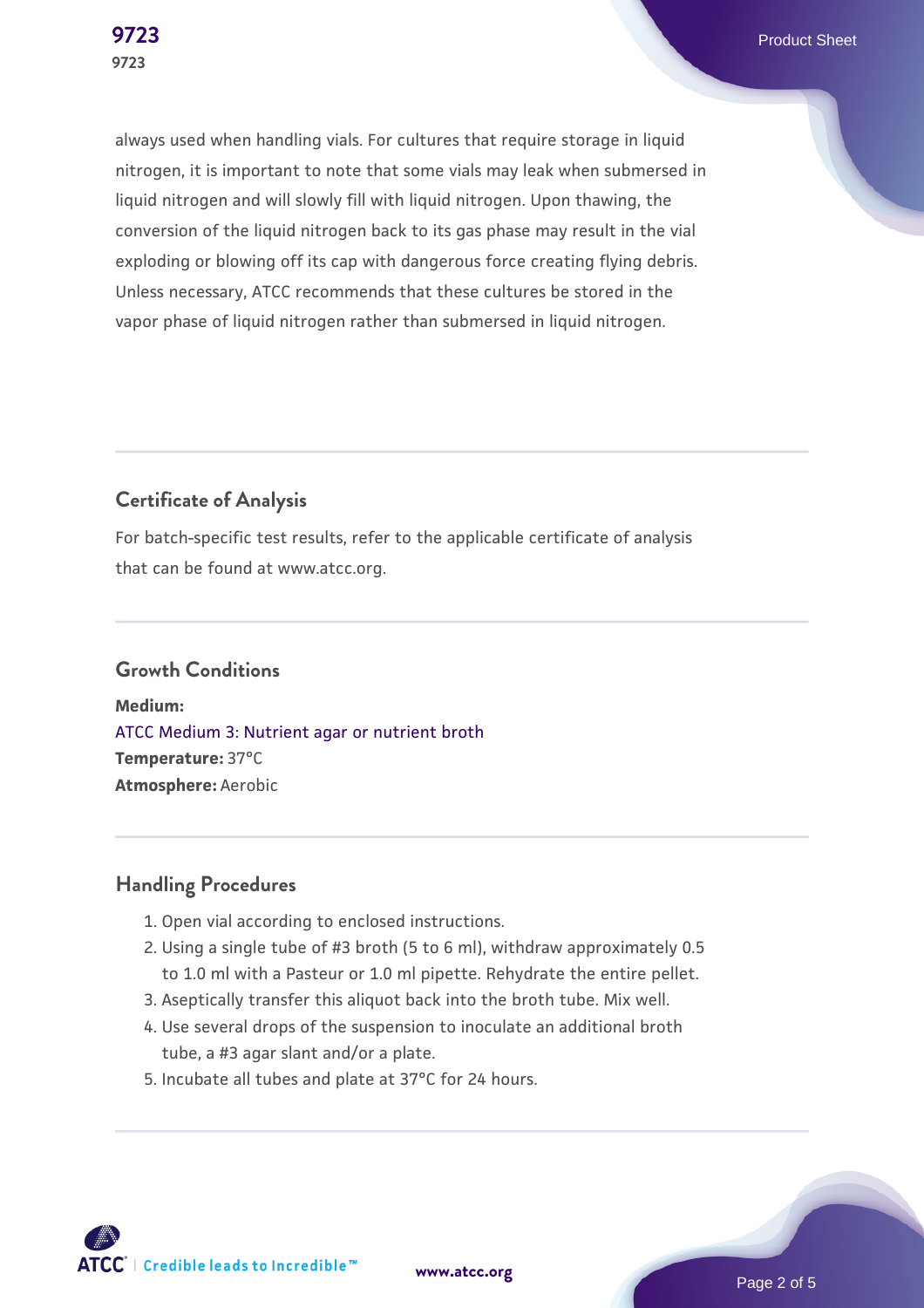always used when handling vials. For cultures that require storage in liquid nitrogen, it is important to note that some vials may leak when submersed in liquid nitrogen and will slowly fill with liquid nitrogen. Upon thawing, the conversion of the liquid nitrogen back to its gas phase may result in the vial exploding or blowing off its cap with dangerous force creating flying debris. Unless necessary, ATCC recommends that these cultures be stored in the vapor phase of liquid nitrogen rather than submersed in liquid nitrogen.

## Certificate of Analysis

For batch-specific test results, refer to the applicable certificate of analysis that can be found at www.atcc.org.

## Growth Conditions

**Medium:**
ATCC Medium 3: Nutrient agar or nutrient broth
**Temperature:** 37°C
**Atmosphere:** Aerobic

## Handling Procedures

1. Open vial according to enclosed instructions.
2. Using a single tube of #3 broth (5 to 6 ml), withdraw approximately 0.5 to 1.0 ml with a Pasteur or 1.0 ml pipette. Rehydrate the entire pellet.
3. Aseptically transfer this aliquot back into the broth tube. Mix well.
4. Use several drops of the suspension to inoculate an additional broth tube, a #3 agar slant and/or a plate.
5. Incubate all tubes and plate at 37°C for 24 hours.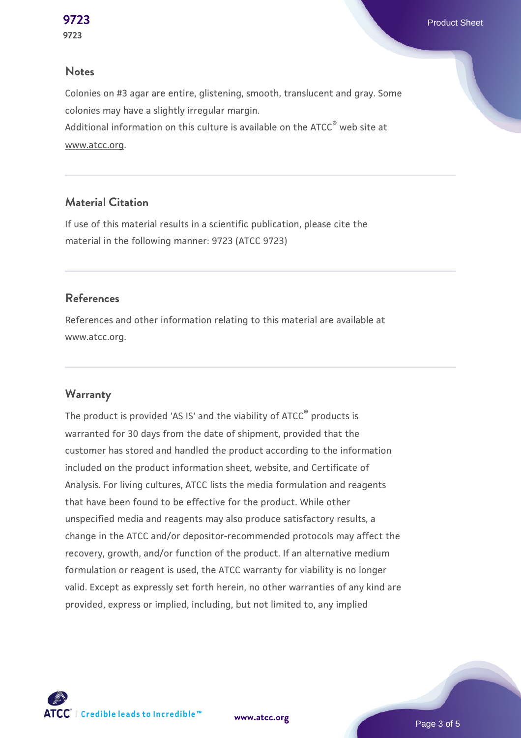## Notes

Colonies on #3 agar are entire, glistening, smooth, translucent and gray. Some colonies may have a slightly irregular margin.
Additional information on this culture is available on the ATCC® web site at www.atcc.org.

## Material Citation

If use of this material results in a scientific publication, please cite the material in the following manner: 9723 (ATCC 9723)

## References

References and other information relating to this material are available at www.atcc.org.

## Warranty

The product is provided 'AS IS' and the viability of ATCC® products is warranted for 30 days from the date of shipment, provided that the customer has stored and handled the product according to the information included on the product information sheet, website, and Certificate of Analysis. For living cultures, ATCC lists the media formulation and reagents that have been found to be effective for the product. While other unspecified media and reagents may also produce satisfactory results, a change in the ATCC and/or depositor-recommended protocols may affect the recovery, growth, and/or function of the product. If an alternative medium formulation or reagent is used, the ATCC warranty for viability is no longer valid. Except as expressly set forth herein, no other warranties of any kind are provided, express or implied, including, but not limited to, any implied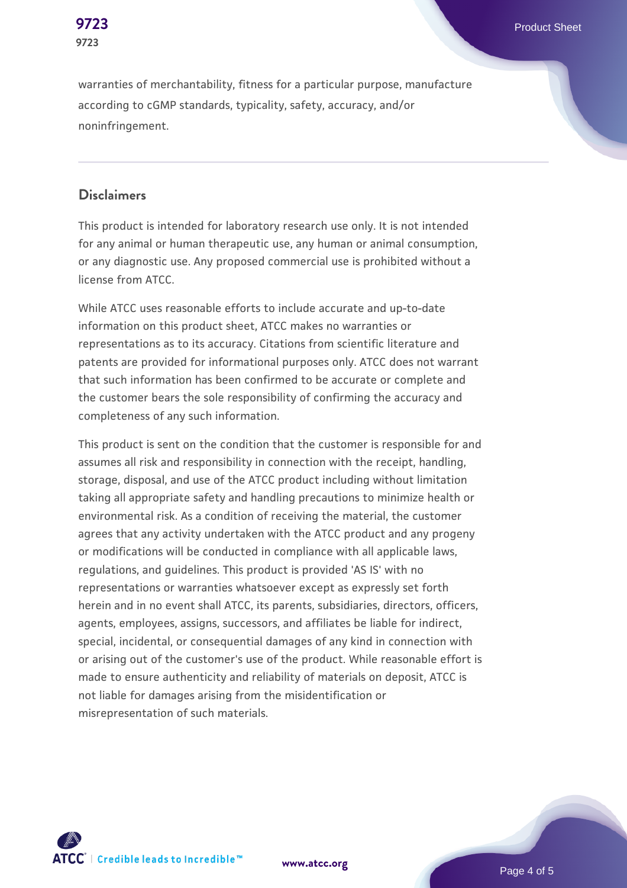warranties of merchantability, fitness for a particular purpose, manufacture according to cGMP standards, typicality, safety, accuracy, and/or noninfringement.

## Disclaimers

This product is intended for laboratory research use only. It is not intended for any animal or human therapeutic use, any human or animal consumption, or any diagnostic use. Any proposed commercial use is prohibited without a license from ATCC.

While ATCC uses reasonable efforts to include accurate and up-to-date information on this product sheet, ATCC makes no warranties or representations as to its accuracy. Citations from scientific literature and patents are provided for informational purposes only. ATCC does not warrant that such information has been confirmed to be accurate or complete and the customer bears the sole responsibility of confirming the accuracy and completeness of any such information.

This product is sent on the condition that the customer is responsible for and assumes all risk and responsibility in connection with the receipt, handling, storage, disposal, and use of the ATCC product including without limitation taking all appropriate safety and handling precautions to minimize health or environmental risk. As a condition of receiving the material, the customer agrees that any activity undertaken with the ATCC product and any progeny or modifications will be conducted in compliance with all applicable laws, regulations, and guidelines. This product is provided 'AS IS' with no representations or warranties whatsoever except as expressly set forth herein and in no event shall ATCC, its parents, subsidiaries, directors, officers, agents, employees, assigns, successors, and affiliates be liable for indirect, special, incidental, or consequential damages of any kind in connection with or arising out of the customer's use of the product. While reasonable effort is made to ensure authenticity and reliability of materials on deposit, ATCC is not liable for damages arising from the misidentification or misrepresentation of such materials.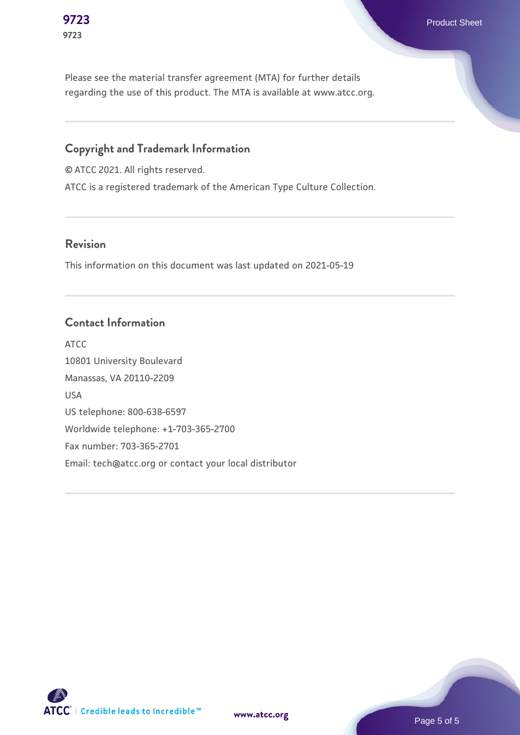Please see the material transfer agreement (MTA) for further details regarding the use of this product. The MTA is available at www.atcc.org.

## Copyright and Trademark Information

© ATCC 2021. All rights reserved.

ATCC is a registered trademark of the American Type Culture Collection.

## Revision

This information on this document was last updated on 2021-05-19

## Contact Information

ATCC
10801 University Boulevard
Manassas, VA 20110-2209
USA
US telephone: 800-638-6597
Worldwide telephone: +1-703-365-2700
Fax number: 703-365-2701
Email: tech@atcc.org or contact your local distributor